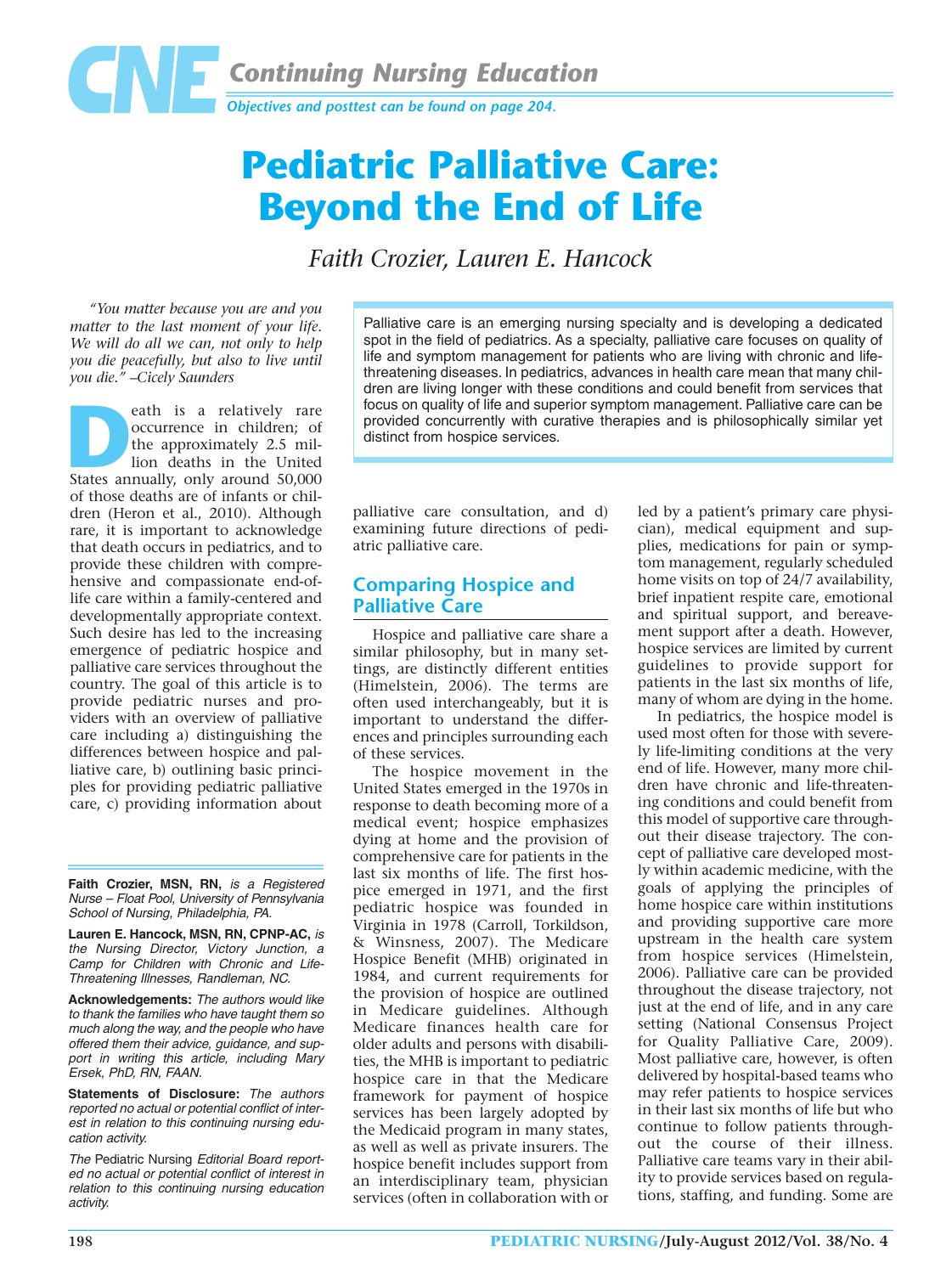# CNE Continuing Nursing Education

*Objectives and posttest can be found on page 204.*

# Pediatric Palliative Care: Beyond the End of Life

*Faith Crozier, Lauren E. Hancock*

> Palliative care is an emerging nursing specialty and is developing a dedicated spot in the field of pediatrics. As a specialty, palliative care focuses on quality of life and symptom management for patients who are living with chronic and life-threatening diseases. In pediatrics, advances in health care mean that many children are living longer with these conditions and could benefit from services that focus on quality of life and superior symptom management. Palliative care can be provided concurrently with curative therapies and is philosophically similar yet distinct from hospice services.

*"You matter because you are and you matter to the last moment of your life. We will do all we can, not only to help you die peacefully, but also to live until you die." –Cicely Saunders*

Death is a relatively rare occurrence in children; of the approximately 2.5 million deaths in the United States annually, only around 50,000 of those deaths are of infants or children (Heron et al., 2010). Although rare, it is important to acknowledge that death occurs in pediatrics, and to provide these children with comprehensive and compassionate end-of-life care within a family-centered and developmentally appropriate context. Such desire has led to the increasing emergence of pediatric hospice and palliative care services throughout the country. The goal of this article is to provide pediatric nurses and providers with an overview of palliative care including a) distinguishing the differences between hospice and palliative care, b) outlining basic principles for providing pediatric palliative care, c) providing information about palliative care consultation, and d) examining future directions of pediatric palliative care.

## Comparing Hospice and Palliative Care

Hospice and palliative care share a similar philosophy, but in many settings, are distinctly different entities (Himelstein, 2006). The terms are often used interchangeably, but it is important to understand the differences and principles surrounding each of these services.

The hospice movement in the United States emerged in the 1970s in response to death becoming more of a medical event; hospice emphasizes dying at home and the provision of comprehensive care for patients in the last six months of life. The first hospice emerged in 1971, and the first pediatric hospice was founded in Virginia in 1978 (Carroll, Torkildson, & Winsness, 2007). The Medicare Hospice Benefit (MHB) originated in 1984, and current requirements for the provision of hospice are outlined in Medicare guidelines. Although Medicare finances health care for older adults and persons with disabilities, the MHB is important to pediatric hospice care in that the Medicare framework for payment of hospice services has been largely adopted by the Medicaid program in many states, as well as well as private insurers. The hospice benefit includes support from an interdisciplinary team, physician services (often in collaboration with or led by a patient's primary care physician), medical equipment and supplies, medications for pain or symptom management, regularly scheduled home visits on top of 24/7 availability, brief inpatient respite care, emotional and spiritual support, and bereavement support after a death. However, hospice services are limited by current guidelines to provide support for patients in the last six months of life, many of whom are dying in the home.

In pediatrics, the hospice model is used most often for those with severely life-limiting conditions at the very end of life. However, many more children have chronic and life-threatening conditions and could benefit from this model of supportive care throughout their disease trajectory. The concept of palliative care developed mostly within academic medicine, with the goals of applying the principles of home hospice care within institutions and providing supportive care more upstream in the health care system from hospice services (Himelstein, 2006). Palliative care can be provided throughout the disease trajectory, not just at the end of life, and in any care setting (National Consensus Project for Quality Palliative Care, 2009). Most palliative care, however, is often delivered by hospital-based teams who may refer patients to hospice services in their last six months of life but who continue to follow patients throughout the course of their illness. Palliative care teams vary in their ability to provide services based on regulations, staffing, and funding. Some are

---

**Faith Crozier, MSN, RN,** *is a Registered Nurse – Float Pool, University of Pennsylvania School of Nursing, Philadelphia, PA.*

**Lauren E. Hancock, MSN, RN, CPNP-AC,** *is the Nursing Director, Victory Junction, a Camp for Children with Chronic and Life-Threatening Illnesses, Randleman, NC.*

**Acknowledgements:** *The authors would like to thank the families who have taught them so much along the way, and the people who have offered them their advice, guidance, and support in writing this article, including Mary Ersek, PhD, RN, FAAN.*

**Statements of Disclosure:** *The authors reported no actual or potential conflict of interest in relation to this continuing nursing education activity.*

*The* Pediatric Nursing *Editorial Board reported no actual or potential conflict of interest in relation to this continuing nursing education activity.*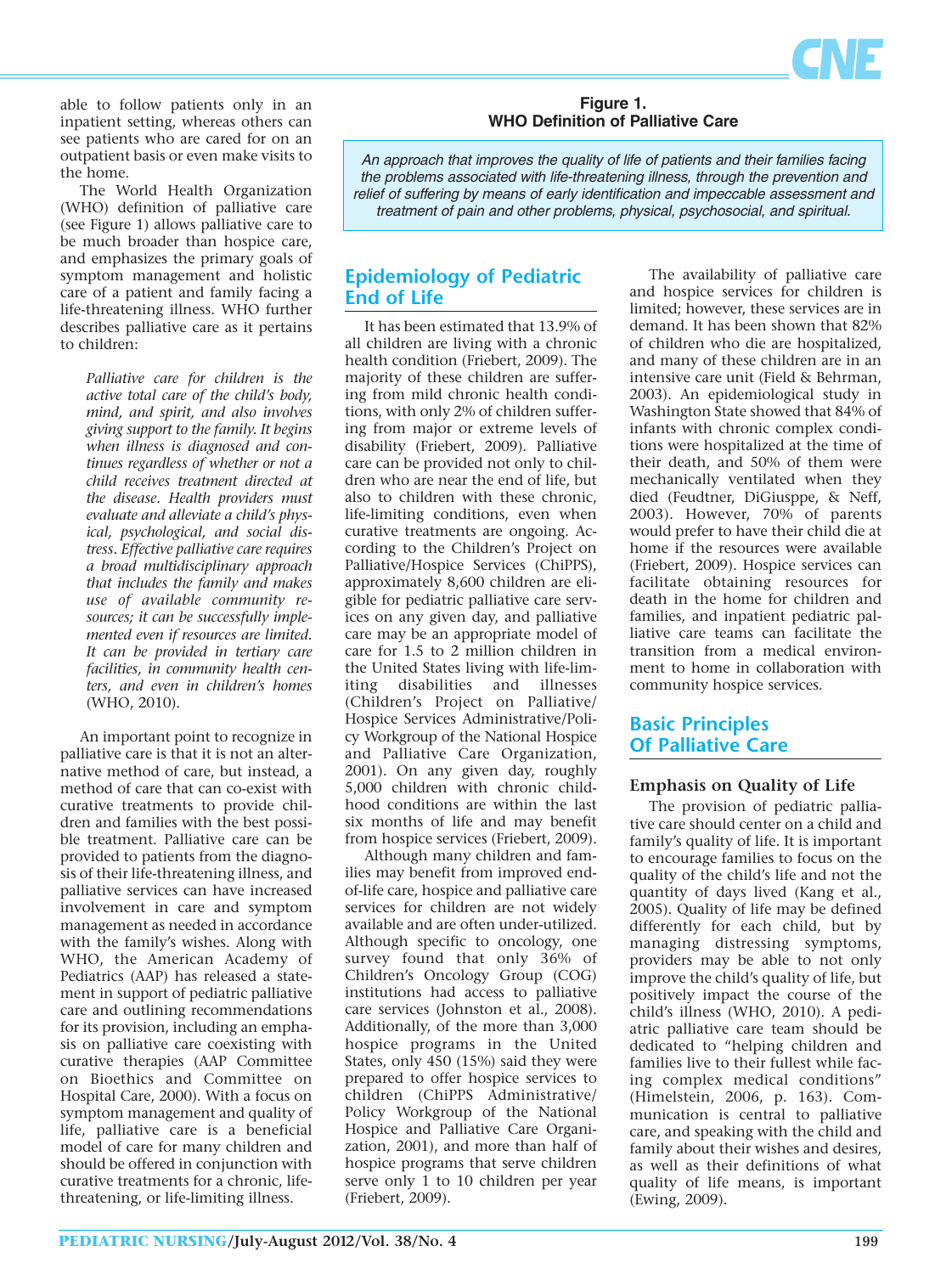able to follow patients only in an inpatient setting, whereas others can see patients who are cared for on an outpatient basis or even make visits to the home.

The World Health Organization (WHO) definition of palliative care (see Figure 1) allows palliative care to be much broader than hospice care, and emphasizes the primary goals of symptom management and holistic care of a patient and family facing a life-threatening illness. WHO further describes palliative care as it pertains to children:

> *Palliative care for children is the active total care of the child's body, mind, and spirit, and also involves giving support to the family. It begins when illness is diagnosed and continues regardless of whether or not a child receives treatment directed at the disease. Health providers must evaluate and alleviate a child's physical, psychological, and social distress. Effective palliative care requires a broad multidisciplinary approach that includes the family and makes use of available community resources; it can be successfully implemented even if resources are limited. It can be provided in tertiary care facilities, in community health centers, and even in children's homes* (WHO, 2010).

An important point to recognize in palliative care is that it is not an alternative method of care, but instead, a method of care that can co-exist with curative treatments to provide children and families with the best possible treatment. Palliative care can be provided to patients from the diagnosis of their life-threatening illness, and palliative services can have increased involvement in care and symptom management as needed in accordance with the family's wishes. Along with WHO, the American Academy of Pediatrics (AAP) has released a statement in support of pediatric palliative care and outlining recommendations for its provision, including an emphasis on palliative care coexisting with curative therapies (AAP Committee on Bioethics and Committee on Hospital Care, 2000). With a focus on symptom management and quality of life, palliative care is a beneficial model of care for many children and should be offered in conjunction with curative treatments for a chronic, life-threatening, or life-limiting illness.

**Figure 1.**
**WHO Definition of Palliative Care**

*An approach that improves the quality of life of patients and their families facing the problems associated with life-threatening illness, through the prevention and relief of suffering by means of early identification and impeccable assessment and treatment of pain and other problems, physical, psychosocial, and spiritual.*

## Epidemiology of Pediatric End of Life

It has been estimated that 13.9% of all children are living with a chronic health condition (Friebert, 2009). The majority of these children are suffering from mild chronic health conditions, with only 2% of children suffering from major or extreme levels of disability (Friebert, 2009). Palliative care can be provided not only to children who are near the end of life, but also to children with these chronic, life-limiting conditions, even when curative treatments are ongoing. According to the Children's Project on Palliative/Hospice Services (ChiPPS), approximately 8,600 children are eligible for pediatric palliative care services on any given day, and palliative care may be an appropriate model of care for 1.5 to 2 million children in the United States living with life-limiting disabilities and illnesses (Children's Project on Palliative/Hospice Services Administrative/Policy Workgroup of the National Hospice and Palliative Care Organization, 2001). On any given day, roughly 5,000 children with chronic childhood conditions are within the last six months of life and may benefit from hospice services (Friebert, 2009).

Although many children and families may benefit from improved end-of-life care, hospice and palliative care services for children are not widely available and are often under-utilized. Although specific to oncology, one survey found that only 36% of Children's Oncology Group (COG) institutions had access to palliative care services (Johnston et al., 2008). Additionally, of the more than 3,000 hospice programs in the United States, only 450 (15%) said they were prepared to offer hospice services to children (ChiPPS Administrative/Policy Workgroup of the National Hospice and Palliative Care Organization, 2001), and more than half of hospice programs that serve children serve only 1 to 10 children per year (Friebert, 2009).

The availability of palliative care and hospice services for children is limited; however, these services are in demand. It has been shown that 82% of children who die are hospitalized, and many of these children are in an intensive care unit (Field & Behrman, 2003). An epidemiological study in Washington State showed that 84% of infants with chronic complex conditions were hospitalized at the time of their death, and 50% of them were mechanically ventilated when they died (Feudtner, DiGiusppe, & Neff, 2003). However, 70% of parents would prefer to have their child die at home if the resources were available (Friebert, 2009). Hospice services can facilitate obtaining resources for death in the home for children and families, and inpatient pediatric palliative care teams can facilitate the transition from a medical environment to home in collaboration with community hospice services.

## Basic Principles Of Palliative Care

### Emphasis on Quality of Life

The provision of pediatric palliative care should center on a child and family's quality of life. It is important to encourage families to focus on the quality of the child's life and not the quantity of days lived (Kang et al., 2005). Quality of life may be defined differently for each child, but by managing distressing symptoms, providers may be able to not only improve the child's quality of life, but positively impact the course of the child's illness (WHO, 2010). A pediatric palliative care team should be dedicated to "helping children and families live to their fullest while facing complex medical conditions" (Himelstein, 2006, p. 163). Communication is central to palliative care, and speaking with the child and family about their wishes and desires, as well as their definitions of what quality of life means, is important (Ewing, 2009).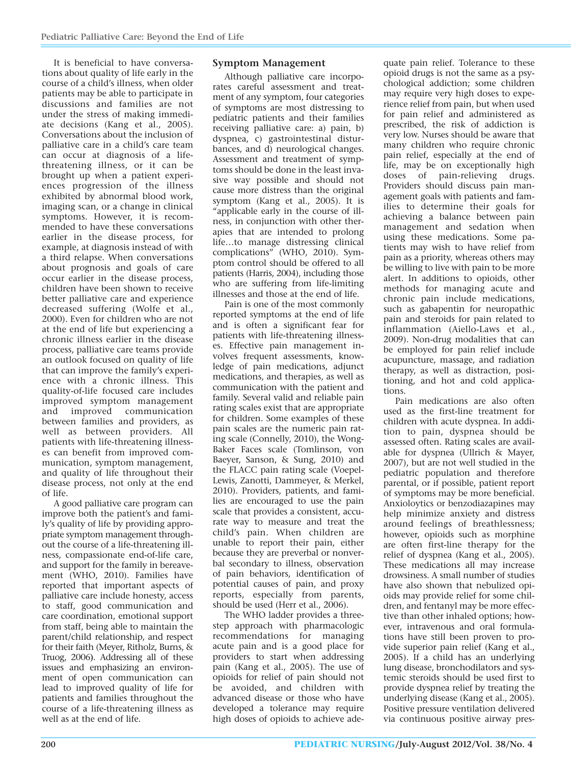It is beneficial to have conversations about quality of life early in the course of a child's illness, when older patients may be able to participate in discussions and families are not under the stress of making immediate decisions (Kang et al., 2005). Conversations about the inclusion of palliative care in a child's care team can occur at diagnosis of a life-threatening illness, or it can be brought up when a patient experiences progression of the illness exhibited by abnormal blood work, imaging scan, or a change in clinical symptoms. However, it is recommended to have these conversations earlier in the disease process, for example, at diagnosis instead of with a third relapse. When conversations about prognosis and goals of care occur earlier in the disease process, children have been shown to receive better palliative care and experience decreased suffering (Wolfe et al., 2000). Even for children who are not at the end of life but experiencing a chronic illness earlier in the disease process, palliative care teams provide an outlook focused on quality of life that can improve the family's experience with a chronic illness. This quality-of-life focused care includes improved symptom management and improved communication between families and providers, as well as between providers. All patients with life-threatening illnesses can benefit from improved communication, symptom management, and quality of life throughout their disease process, not only at the end of life.

A good palliative care program can improve both the patient's and family's quality of life by providing appropriate symptom management throughout the course of a life-threatening illness, compassionate end-of-life care, and support for the family in bereavement (WHO, 2010). Families have reported that important aspects of palliative care include honesty, access to staff, good communication and care coordination, emotional support from staff, being able to maintain the parent/child relationship, and respect for their faith (Meyer, Ritholz, Burns, & Truog, 2006). Addressing all of these issues and emphasizing an environment of open communication can lead to improved quality of life for patients and families throughout the course of a life-threatening illness as well as at the end of life.

## Symptom Management

Although palliative care incorporates careful assessment and treatment of any symptom, four categories of symptoms are most distressing to pediatric patients and their families receiving palliative care: a) pain, b) dyspnea, c) gastrointestinal disturbances, and d) neurological changes. Assessment and treatment of symptoms should be done in the least invasive way possible and should not cause more distress than the original symptom (Kang et al., 2005). It is "applicable early in the course of illness, in conjunction with other therapies that are intended to prolong life…to manage distressing clinical complications" (WHO, 2010). Symptom control should be offered to all patients (Harris, 2004), including those who are suffering from life-limiting illnesses and those at the end of life.

Pain is one of the most commonly reported symptoms at the end of life and is often a significant fear for patients with life-threatening illnesses. Effective pain management involves frequent assessments, knowledge of pain medications, adjunct medications, and therapies, as well as communication with the patient and family. Several valid and reliable pain rating scales exist that are appropriate for children. Some examples of these pain scales are the numeric pain rating scale (Connelly, 2010), the Wong-Baker Faces scale (Tomlinson, von Baeyer, Sanson, & Sung, 2010) and the FLACC pain rating scale (Voepel-Lewis, Zanotti, Dammeyer, & Merkel, 2010). Providers, patients, and families are encouraged to use the pain scale that provides a consistent, accurate way to measure and treat the child's pain. When children are unable to report their pain, either because they are preverbal or nonverbal secondary to illness, observation of pain behaviors, identification of potential causes of pain, and proxy reports, especially from parents, should be used (Herr et al., 2006).

The WHO ladder provides a three-step approach with pharmacologic recommendations for managing acute pain and is a good place for providers to start when addressing pain (Kang et al., 2005). The use of opioids for relief of pain should not be avoided, and children with advanced disease or those who have developed a tolerance may require high doses of opioids to achieve adequate pain relief. Tolerance to these opioid drugs is not the same as a psychological addiction; some children may require very high doses to experience relief from pain, but when used for pain relief and administered as prescribed, the risk of addiction is very low. Nurses should be aware that many children who require chronic pain relief, especially at the end of life, may be on exceptionally high doses of pain-relieving drugs. Providers should discuss pain management goals with patients and families to determine their goals for achieving a balance between pain management and sedation when using these medications. Some patients may wish to have relief from pain as a priority, whereas others may be willing to live with pain to be more alert. In additions to opioids, other methods for managing acute and chronic pain include medications, such as gabapentin for neuropathic pain and steroids for pain related to inflammation (Aiello-Laws et al., 2009). Non-drug modalities that can be employed for pain relief include acupuncture, massage, and radiation therapy, as well as distraction, positioning, and hot and cold applications.

Pain medications are also often used as the first-line treatment for children with acute dyspnea. In addition to pain, dyspnea should be assessed often. Rating scales are available for dyspnea (Ullrich & Mayer, 2007), but are not well studied in the pediatric population and therefore parental, or if possible, patient report of symptoms may be more beneficial. Anxiolytics or benzodiazapines may help minimize anxiety and distress around feelings of breathlessness; however, opioids such as morphine are often first-line therapy for the relief of dyspnea (Kang et al., 2005). These medications all may increase drowsiness. A small number of studies have also shown that nebulized opioids may provide relief for some children, and fentanyl may be more effective than other inhaled options; however, intravenous and oral formulations have still been proven to provide superior pain relief (Kang et al., 2005). If a child has an underlying lung disease, bronchodilators and systemic steroids should be used first to provide dyspnea relief by treating the underlying disease (Kang et al., 2005). Positive pressure ventilation delivered via continuous positive airway pres-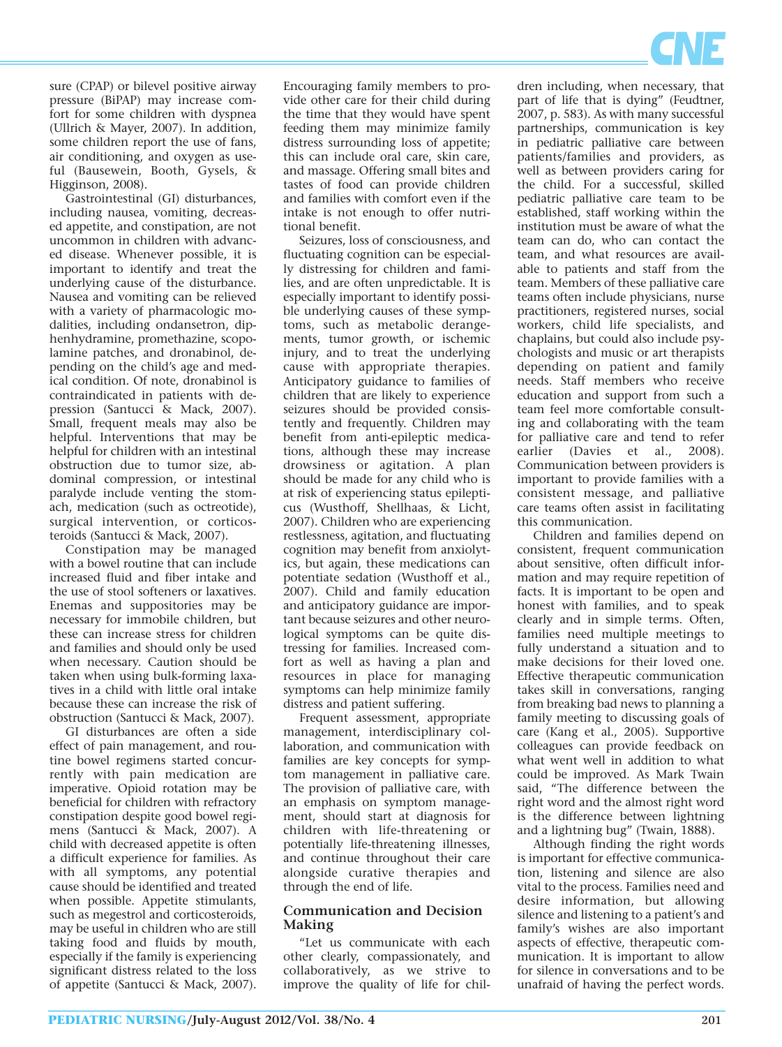sure (CPAP) or bilevel positive airway pressure (BiPAP) may increase comfort for some children with dyspnea (Ullrich & Mayer, 2007). In addition, some children report the use of fans, air conditioning, and oxygen as useful (Bausewein, Booth, Gysels, & Higginson, 2008).

Gastrointestinal (GI) disturbances, including nausea, vomiting, decreased appetite, and constipation, are not uncommon in children with advanced disease. Whenever possible, it is important to identify and treat the underlying cause of the disturbance. Nausea and vomiting can be relieved with a variety of pharmacologic modalities, including ondansetron, diphenhydramine, promethazine, scopolamine patches, and dronabinol, depending on the child's age and medical condition. Of note, dronabinol is contraindicated in patients with depression (Santucci & Mack, 2007). Small, frequent meals may also be helpful. Interventions that may be helpful for children with an intestinal obstruction due to tumor size, abdominal compression, or intestinal paralyde include venting the stomach, medication (such as octreotide), surgical intervention, or corticosteroids (Santucci & Mack, 2007).

Constipation may be managed with a bowel routine that can include increased fluid and fiber intake and the use of stool softeners or laxatives. Enemas and suppositories may be necessary for immobile children, but these can increase stress for children and families and should only be used when necessary. Caution should be taken when using bulk-forming laxatives in a child with little oral intake because these can increase the risk of obstruction (Santucci & Mack, 2007).

GI disturbances are often a side effect of pain management, and routine bowel regimens started concurrently with pain medication are imperative. Opioid rotation may be beneficial for children with refractory constipation despite good bowel regimens (Santucci & Mack, 2007). A child with decreased appetite is often a difficult experience for families. As with all symptoms, any potential cause should be identified and treated when possible. Appetite stimulants, such as megestrol and corticosteroids, may be useful in children who are still taking food and fluids by mouth, especially if the family is experiencing significant distress related to the loss of appetite (Santucci & Mack, 2007). Encouraging family members to provide other care for their child during the time that they would have spent feeding them may minimize family distress surrounding loss of appetite; this can include oral care, skin care, and massage. Offering small bites and tastes of food can provide children and families with comfort even if the intake is not enough to offer nutritional benefit.

Seizures, loss of consciousness, and fluctuating cognition can be especially distressing for children and families, and are often unpredictable. It is especially important to identify possible underlying causes of these symptoms, such as metabolic derangements, tumor growth, or ischemic injury, and to treat the underlying cause with appropriate therapies. Anticipatory guidance to families of children that are likely to experience seizures should be provided consistently and frequently. Children may benefit from anti-epileptic medications, although these may increase drowsiness or agitation. A plan should be made for any child who is at risk of experiencing status epilepticus (Wusthoff, Shellhaas, & Licht, 2007). Children who are experiencing restlessness, agitation, and fluctuating cognition may benefit from anxiolytics, but again, these medications can potentiate sedation (Wusthoff et al., 2007). Child and family education and anticipatory guidance are important because seizures and other neurological symptoms can be quite distressing for families. Increased comfort as well as having a plan and resources in place for managing symptoms can help minimize family distress and patient suffering.

Frequent assessment, appropriate management, interdisciplinary collaboration, and communication with families are key concepts for symptom management in palliative care. The provision of palliative care, with an emphasis on symptom management, should start at diagnosis for children with life-threatening or potentially life-threatening illnesses, and continue throughout their care alongside curative therapies and through the end of life.

## Communication and Decision Making

"Let us communicate with each other clearly, compassionately, and collaboratively, as we strive to improve the quality of life for children including, when necessary, that part of life that is dying" (Feudtner, 2007, p. 583). As with many successful partnerships, communication is key in pediatric palliative care between patients/families and providers, as well as between providers caring for the child. For a successful, skilled pediatric palliative care team to be established, staff working within the institution must be aware of what the team can do, who can contact the team, and what resources are available to patients and staff from the team. Members of these palliative care teams often include physicians, nurse practitioners, registered nurses, social workers, child life specialists, and chaplains, but could also include psychologists and music or art therapists depending on patient and family needs. Staff members who receive education and support from such a team feel more comfortable consulting and collaborating with the team for palliative care and tend to refer earlier (Davies et al., 2008). Communication between providers is important to provide families with a consistent message, and palliative care teams often assist in facilitating this communication.

Children and families depend on consistent, frequent communication about sensitive, often difficult information and may require repetition of facts. It is important to be open and honest with families, and to speak clearly and in simple terms. Often, families need multiple meetings to fully understand a situation and to make decisions for their loved one. Effective therapeutic communication takes skill in conversations, ranging from breaking bad news to planning a family meeting to discussing goals of care (Kang et al., 2005). Supportive colleagues can provide feedback on what went well in addition to what could be improved. As Mark Twain said, "The difference between the right word and the almost right word is the difference between lightning and a lightning bug" (Twain, 1888).

Although finding the right words is important for effective communication, listening and silence are also vital to the process. Families need and desire information, but allowing silence and listening to a patient's and family's wishes are also important aspects of effective, therapeutic communication. It is important to allow for silence in conversations and to be unafraid of having the perfect words.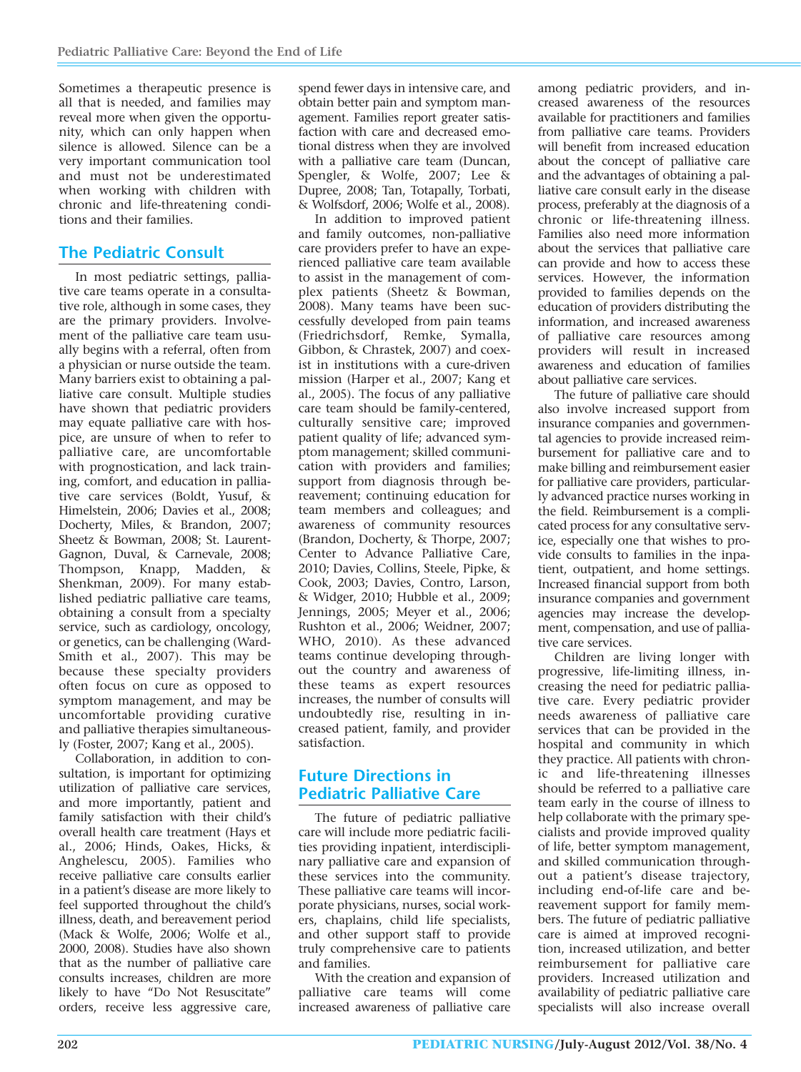Sometimes a therapeutic presence is all that is needed, and families may reveal more when given the opportunity, which can only happen when silence is allowed. Silence can be a very important communication tool and must not be underestimated when working with children with chronic and life-threatening conditions and their families.

## The Pediatric Consult

In most pediatric settings, palliative care teams operate in a consultative role, although in some cases, they are the primary providers. Involvement of the palliative care team usually begins with a referral, often from a physician or nurse outside the team. Many barriers exist to obtaining a palliative care consult. Multiple studies have shown that pediatric providers may equate palliative care with hospice, are unsure of when to refer to palliative care, are uncomfortable with prognostication, and lack training, comfort, and education in palliative care services (Boldt, Yusuf, & Himelstein, 2006; Davies et al., 2008; Docherty, Miles, & Brandon, 2007; Sheetz & Bowman, 2008; St. Laurent-Gagnon, Duval, & Carnevale, 2008; Thompson, Knapp, Madden, & Shenkman, 2009). For many established pediatric palliative care teams, obtaining a consult from a specialty service, such as cardiology, oncology, or genetics, can be challenging (Ward-Smith et al., 2007). This may be because these specialty providers often focus on cure as opposed to symptom management, and may be uncomfortable providing curative and palliative therapies simultaneously (Foster, 2007; Kang et al., 2005).

Collaboration, in addition to consultation, is important for optimizing utilization of palliative care services, and more importantly, patient and family satisfaction with their child's overall health care treatment (Hays et al., 2006; Hinds, Oakes, Hicks, & Anghelescu, 2005). Families who receive palliative care consults earlier in a patient's disease are more likely to feel supported throughout the child's illness, death, and bereavement period (Mack & Wolfe, 2006; Wolfe et al., 2000, 2008). Studies have also shown that as the number of palliative care consults increases, children are more likely to have "Do Not Resuscitate" orders, receive less aggressive care, spend fewer days in intensive care, and obtain better pain and symptom management. Families report greater satisfaction with care and decreased emotional distress when they are involved with a palliative care team (Duncan, Spengler, & Wolfe, 2007; Lee & Dupree, 2008; Tan, Totapally, Torbati, & Wolfsdorf, 2006; Wolfe et al., 2008).

In addition to improved patient and family outcomes, non-palliative care providers prefer to have an experienced palliative care team available to assist in the management of complex patients (Sheetz & Bowman, 2008). Many teams have been successfully developed from pain teams (Friedrichsdorf, Remke, Symalla, Gibbon, & Chrastek, 2007) and coexist in institutions with a cure-driven mission (Harper et al., 2007; Kang et al., 2005). The focus of any palliative care team should be family-centered, culturally sensitive care; improved patient quality of life; advanced symptom management; skilled communication with providers and families; support from diagnosis through bereavement; continuing education for team members and colleagues; and awareness of community resources (Brandon, Docherty, & Thorpe, 2007; Center to Advance Palliative Care, 2010; Davies, Collins, Steele, Pipke, & Cook, 2003; Davies, Contro, Larson, & Widger, 2010; Hubble et al., 2009; Jennings, 2005; Meyer et al., 2006; Rushton et al., 2006; Weidner, 2007; WHO, 2010). As these advanced teams continue developing throughout the country and awareness of these teams as expert resources increases, the number of consults will undoubtedly rise, resulting in increased patient, family, and provider satisfaction.

## Future Directions in Pediatric Palliative Care

The future of pediatric palliative care will include more pediatric facilities providing inpatient, interdisciplinary palliative care and expansion of these services into the community. These palliative care teams will incorporate physicians, nurses, social workers, chaplains, child life specialists, and other support staff to provide truly comprehensive care to patients and families.

With the creation and expansion of palliative care teams will come increased awareness of palliative care among pediatric providers, and increased awareness of the resources available for practitioners and families from palliative care teams. Providers will benefit from increased education about the concept of palliative care and the advantages of obtaining a palliative care consult early in the disease process, preferably at the diagnosis of a chronic or life-threatening illness. Families also need more information about the services that palliative care can provide and how to access these services. However, the information provided to families depends on the education of providers distributing the information, and increased awareness of palliative care resources among providers will result in increased awareness and education of families about palliative care services.

The future of palliative care should also involve increased support from insurance companies and governmental agencies to provide increased reimbursement for palliative care and to make billing and reimbursement easier for palliative care providers, particularly advanced practice nurses working in the field. Reimbursement is a complicated process for any consultative service, especially one that wishes to provide consults to families in the inpatient, outpatient, and home settings. Increased financial support from both insurance companies and government agencies may increase the development, compensation, and use of palliative care services.

Children are living longer with progressive, life-limiting illness, increasing the need for pediatric palliative care. Every pediatric provider needs awareness of palliative care services that can be provided in the hospital and community in which they practice. All patients with chronic and life-threatening illnesses should be referred to a palliative care team early in the course of illness to help collaborate with the primary specialists and provide improved quality of life, better symptom management, and skilled communication throughout a patient's disease trajectory, including end-of-life care and bereavement support for family members. The future of pediatric palliative care is aimed at improved recognition, increased utilization, and better reimbursement for palliative care providers. Increased utilization and availability of pediatric palliative care specialists will also increase overall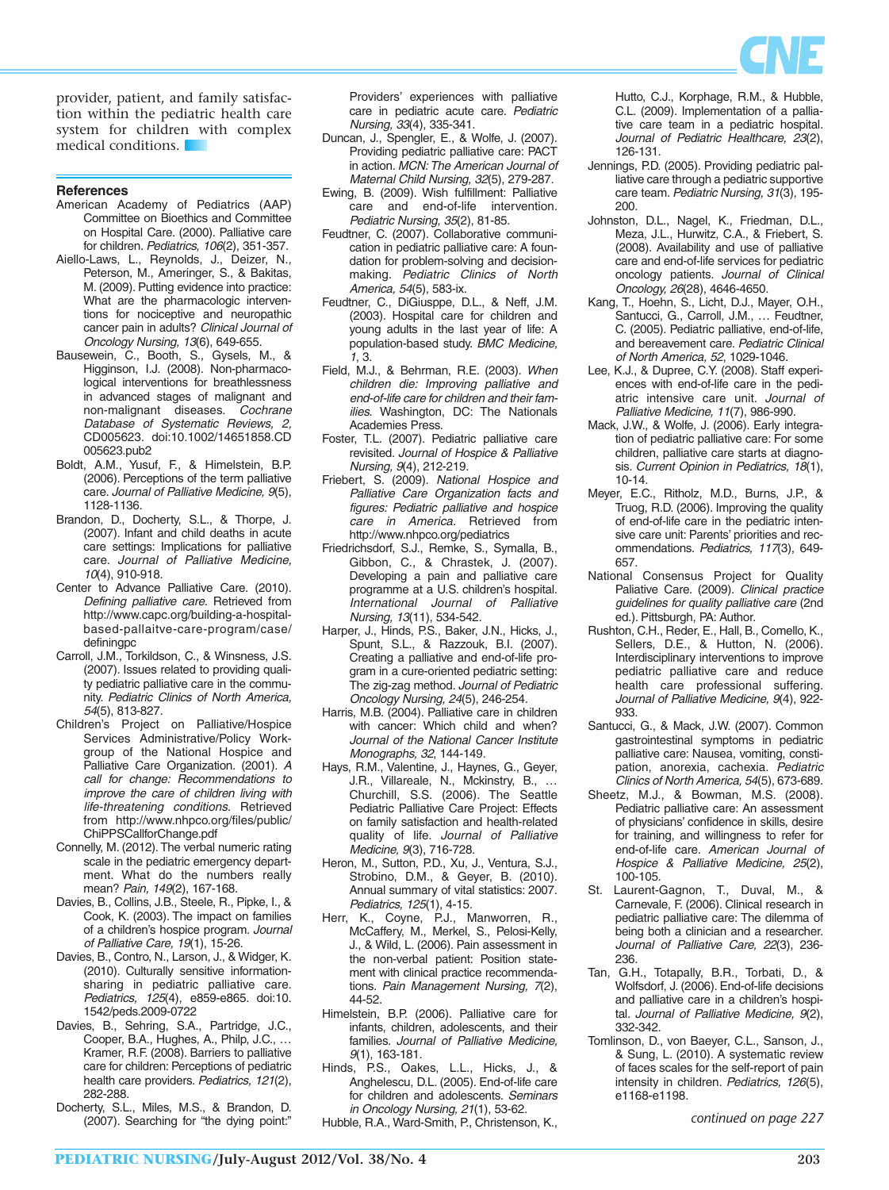provider, patient, and family satisfaction within the pediatric health care system for children with complex medical conditions.

## References

American Academy of Pediatrics (AAP) Committee on Bioethics and Committee on Hospital Care. (2000). Palliative care for children. *Pediatrics, 106*(2), 351-357.

Aiello-Laws, L., Reynolds, J., Deizer, N., Peterson, M., Ameringer, S., & Bakitas, M. (2009). Putting evidence into practice: What are the pharmacologic interventions for nociceptive and neuropathic cancer pain in adults? *Clinical Journal of Oncology Nursing, 13*(6), 649-655.

Bausewein, C., Booth, S., Gysels, M., & Higginson, I.J. (2008). Non-pharmacological interventions for breathlessness in advanced stages of malignant and non-malignant diseases. *Cochrane Database of Systematic Reviews, 2*, CD005623. doi:10.1002/14651858.CD005623.pub2

Boldt, A.M., Yusuf, F., & Himelstein, B.P. (2006). Perceptions of the term palliative care. *Journal of Palliative Medicine, 9*(5), 1128-1136.

Brandon, D., Docherty, S.L., & Thorpe, J. (2007). Infant and child deaths in acute care settings: Implications for palliative care. *Journal of Palliative Medicine, 10*(4), 910-918.

Center to Advance Palliative Care. (2010). *Defining palliative care.* Retrieved from http://www.capc.org/building-a-hospital-based-pallaitve-care-program/case/definingpc

Carroll, J.M., Torkildson, C., & Winsness, J.S. (2007). Issues related to providing quality pediatric palliative care in the community. *Pediatric Clinics of North America, 54*(5), 813-827.

Children's Project on Palliative/Hospice Services Administrative/Policy Workgroup of the National Hospice and Palliative Care Organization. (2001). *A call for change: Recommendations to improve the care of children living with life-threatening conditions.* Retrieved from http://www.nhpco.org/files/public/ChiPPSCallforChange.pdf

Connelly, M. (2012). The verbal numeric rating scale in the pediatric emergency department. What do the numbers really mean? *Pain, 149*(2), 167-168.

Davies, B., Collins, J.B., Steele, R., Pipke, I., & Cook, K. (2003). The impact on families of a children's hospice program. *Journal of Palliative Care, 19*(1), 15-26.

Davies, B., Contro, N., Larson, J., & Widger, K. (2010). Culturally sensitive information-sharing in pediatric palliative care. *Pediatrics, 125*(4), e859-e865. doi:10.1542/peds.2009-0722

Davies, B., Sehring, S.A., Partridge, J.C., Cooper, B.A., Hughes, A., Philp, J.C., … Kramer, R.F. (2008). Barriers to palliative care for children: Perceptions of pediatric health care providers. *Pediatrics, 121*(2), 282-288.

Docherty, S.L., Miles, M.S., & Brandon, D. (2007). Searching for "the dying point:" Providers' experiences with palliative care in pediatric acute care. *Pediatric Nursing, 33*(4), 335-341.

Duncan, J., Spengler, E., & Wolfe, J. (2007). Providing pediatric palliative care: PACT in action. *MCN: The American Journal of Maternal Child Nursing, 32*(5), 279-287.

Ewing, B. (2009). Wish fulfillment: Palliative care and end-of-life intervention. *Pediatric Nursing, 35*(2), 81-85.

Feudtner, C. (2007). Collaborative communication in pediatric palliative care: A foundation for problem-solving and decision-making. *Pediatric Clinics of North America, 54*(5), 583-ix.

Feudtner, C., DiGiusppe, D.L., & Neff, J.M. (2003). Hospital care for children and young adults in the last year of life: A population-based study. *BMC Medicine, 1*, 3.

Field, M.J., & Behrman, R.E. (2003). *When children die: Improving palliative and end-of-life care for children and their families.* Washington, DC: The Nationals Academies Press.

Foster, T.L. (2007). Pediatric palliative care revisited. *Journal of Hospice & Palliative Nursing, 9*(4), 212-219.

Friebert, S. (2009). *National Hospice and Palliative Care Organization facts and figures: Pediatric palliative and hospice care in America.* Retrieved from http://www.nhpco.org/pediatrics

Friedrichsdorf, S.J., Remke, S., Symalla, B., Gibbon, C., & Chrastek, J. (2007). Developing a pain and palliative care programme at a U.S. children's hospital. *International Journal of Palliative Nursing, 13*(11), 534-542.

Harper, J., Hinds, P.S., Baker, J.N., Hicks, J., Spunt, S.L., & Razzouk, B.I. (2007). Creating a palliative and end-of-life program in a cure-oriented pediatric setting: The zig-zag method. *Journal of Pediatric Oncology Nursing, 24*(5), 246-254.

Harris, M.B. (2004). Palliative care in children with cancer: Which child and when? *Journal of the National Cancer Institute Monographs, 32*, 144-149.

Hays, R.M., Valentine, J., Haynes, G., Geyer, J.R., Villareale, N., Mckinstry, B., … Churchill, S.S. (2006). The Seattle Pediatric Palliative Care Project: Effects on family satisfaction and health-related quality of life. *Journal of Palliative Medicine, 9*(3), 716-728.

Heron, M., Sutton, P.D., Xu, J., Ventura, S.J., Strobino, D.M., & Geyer, B. (2010). Annual summary of vital statistics: 2007. *Pediatrics, 125*(1), 4-15.

Herr, K., Coyne, P.J., Manworren, R., McCaffery, M., Merkel, S., Pelosi-Kelly, J., & Wild, L. (2006). Pain assessment in the non-verbal patient: Position statement with clinical practice recommendations. *Pain Management Nursing, 7*(2), 44-52.

Himelstein, B.P. (2006). Palliative care for infants, children, adolescents, and their families. *Journal of Palliative Medicine, 9*(1), 163-181.

Hinds, P.S., Oakes, L.L., Hicks, J., & Anghelescu, D.L. (2005). End-of-life care for children and adolescents. *Seminars in Oncology Nursing, 21*(1), 53-62.

Hubble, R.A., Ward-Smith, P., Christenson, K., Hutto, C.J., Korphage, R.M., & Hubble, C.L. (2009). Implementation of a palliative care team in a pediatric hospital. *Journal of Pediatric Healthcare, 23*(2), 126-131.

Jennings, P.D. (2005). Providing pediatric palliative care through a pediatric supportive care team. *Pediatric Nursing, 31*(3), 195-200.

Johnston, D.L., Nagel, K., Friedman, D.L., Meza, J.L., Hurwitz, C.A., & Friebert, S. (2008). Availability and use of palliative care and end-of-life services for pediatric oncology patients. *Journal of Clinical Oncology, 26*(28), 4646-4650.

Kang, T., Hoehn, S., Licht, D.J., Mayer, O.H., Santucci, G., Carroll, J.M., … Feudtner, C. (2005). Pediatric palliative, end-of-life, and bereavement care. *Pediatric Clinical of North America, 52*, 1029-1046.

Lee, K.J., & Dupree, C.Y. (2008). Staff experiences with end-of-life care in the pediatric intensive care unit. *Journal of Palliative Medicine, 11*(7), 986-990.

Mack, J.W., & Wolfe, J. (2006). Early integration of pediatric palliative care: For some children, palliative care starts at diagnosis. *Current Opinion in Pediatrics, 18*(1), 10-14.

Meyer, E.C., Ritholz, M.D., Burns, J.P., & Truog, R.D. (2006). Improving the quality of end-of-life care in the pediatric intensive care unit: Parents' priorities and recommendations. *Pediatrics, 117*(3), 649-657.

National Consensus Project for Quality Paliative Care. (2009). *Clinical practice guidelines for quality palliative care* (2nd ed.). Pittsburgh, PA: Author.

Rushton, C.H., Reder, E., Hall, B., Comello, K., Sellers, D.E., & Hutton, N. (2006). Interdisciplinary interventions to improve pediatric palliative care and reduce health care professional suffering. *Journal of Palliative Medicine, 9*(4), 922-933.

Santucci, G., & Mack, J.W. (2007). Common gastrointestinal symptoms in pediatric palliative care: Nausea, vomiting, constipation, anorexia, cachexia. *Pediatric Clinics of North America, 54*(5), 673-689.

Sheetz, M.J., & Bowman, M.S. (2008). Pediatric palliative care: An assessment of physicians' confidence in skills, desire for training, and willingness to refer for end-of-life care. *American Journal of Hospice & Palliative Medicine, 25*(2), 100-105.

St. Laurent-Gagnon, T., Duval, M., & Carnevale, F. (2006). Clinical research in pediatric palliative care: The dilemma of being both a clinician and a researcher. *Journal of Palliative Care, 22*(3), 236-236.

Tan, G.H., Totapally, B.R., Torbati, D., & Wolfsdorf, J. (2006). End-of-life decisions and palliative care in a children's hospital. *Journal of Palliative Medicine, 9*(2), 332-342.

Tomlinson, D., von Baeyer, C.L., Sanson, J., & Sung, L. (2010). A systematic review of faces scales for the self-report of pain intensity in children. *Pediatrics, 126*(5), e1168-e1198.

*continued on page 227*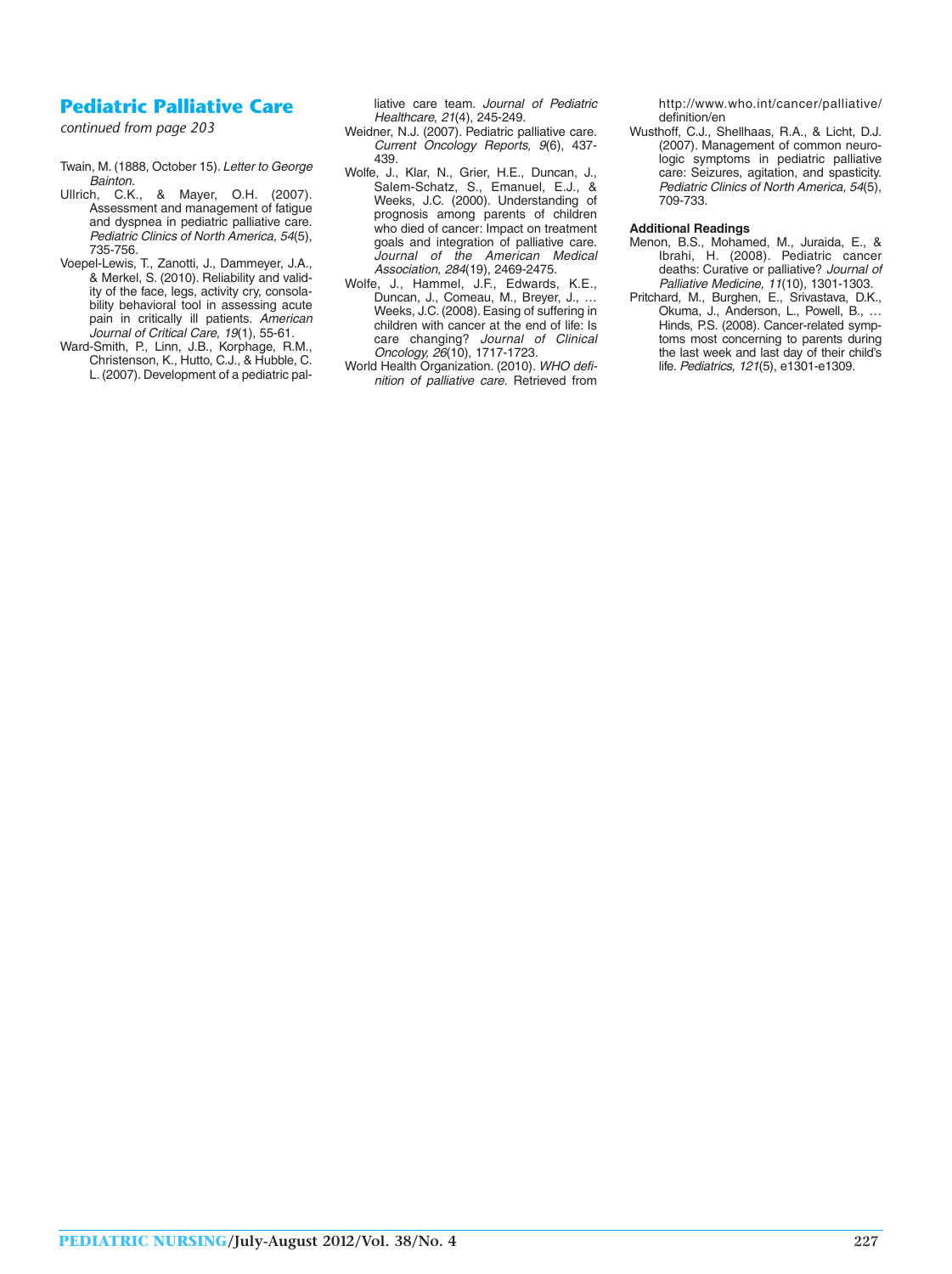## Pediatric Palliative Care

*continued from page 203*

Twain, M. (1888, October 15). *Letter to George Bainton.*

Ullrich, C.K., & Mayer, O.H. (2007). Assessment and management of fatigue and dyspnea in pediatric palliative care. *Pediatric Clinics of North America, 54*(5), 735-756.

Voepel-Lewis, T., Zanotti, J., Dammeyer, J.A., & Merkel, S. (2010). Reliability and validity of the face, legs, activity cry, consolability behavioral tool in assessing acute pain in critically ill patients. *American Journal of Critical Care, 19*(1), 55-61.

Ward-Smith, P., Linn, J.B., Korphage, R.M., Christenson, K., Hutto, C.J., & Hubble, C. L. (2007). Development of a pediatric palliative care team. *Journal of Pediatric Healthcare, 21*(4), 245-249.

Weidner, N.J. (2007). Pediatric palliative care. *Current Oncology Reports, 9*(6), 437-439.

Wolfe, J., Klar, N., Grier, H.E., Duncan, J., Salem-Schatz, S., Emanuel, E.J., & Weeks, J.C. (2000). Understanding of prognosis among parents of children who died of cancer: Impact on treatment goals and integration of palliative care. *Journal of the American Medical Association, 284*(19), 2469-2475.

Wolfe, J., Hammel, J.F., Edwards, K.E., Duncan, J., Comeau, M., Breyer, J., … Weeks, J.C. (2008). Easing of suffering in children with cancer at the end of life: Is care changing? *Journal of Clinical Oncology, 26*(10), 1717-1723.

World Health Organization. (2010). *WHO definition of palliative care.* Retrieved from http://www.who.int/cancer/palliative/definition/en

Wusthoff, C.J., Shellhaas, R.A., & Licht, D.J. (2007). Management of common neurologic symptoms in pediatric palliative care: Seizures, agitation, and spasticity. *Pediatric Clinics of North America, 54*(5), 709-733.

**Additional Readings**

Menon, B.S., Mohamed, M., Juraida, E., & Ibrahi, H. (2008). Pediatric cancer deaths: Curative or palliative? *Journal of Palliative Medicine, 11*(10), 1301-1303.

Pritchard, M., Burghen, E., Srivastava, D.K., Okuma, J., Anderson, L., Powell, B., … Hinds, P.S. (2008). Cancer-related symptoms most concerning to parents during the last week and last day of their child's life. *Pediatrics, 121*(5), e1301-e1309.